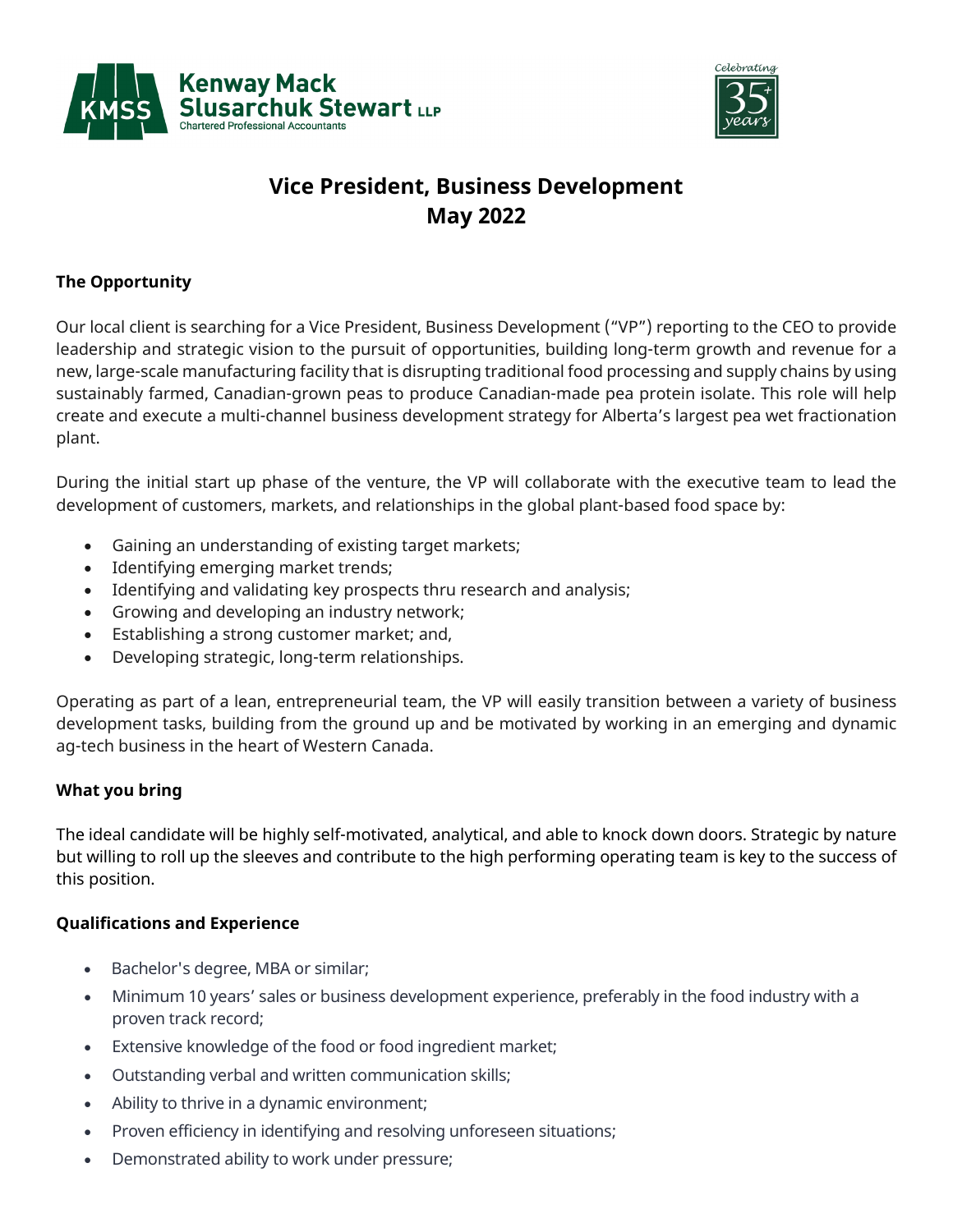Kenway Mack Slusarchuk Stewart LLP
Chartered Professional Accountants

Celebrating 35+ years

# Vice President, Business Development
# May 2022

### The Opportunity

Our local client is searching for a Vice President, Business Development ("VP") reporting to the CEO to provide leadership and strategic vision to the pursuit of opportunities, building long-term growth and revenue for a new, large-scale manufacturing facility that is disrupting traditional food processing and supply chains by using sustainably farmed, Canadian-grown peas to produce Canadian-made pea protein isolate. This role will help create and execute a multi-channel business development strategy for Alberta's largest pea wet fractionation plant.

During the initial start up phase of the venture, the VP will collaborate with the executive team to lead the development of customers, markets, and relationships in the global plant-based food space by:

- Gaining an understanding of existing target markets;
- Identifying emerging market trends;
- Identifying and validating key prospects thru research and analysis;
- Growing and developing an industry network;
- Establishing a strong customer market; and,
- Developing strategic, long-term relationships.

Operating as part of a lean, entrepreneurial team, the VP will easily transition between a variety of business development tasks, building from the ground up and be motivated by working in an emerging and dynamic ag-tech business in the heart of Western Canada.

### What you bring

The ideal candidate will be highly self-motivated, analytical, and able to knock down doors. Strategic by nature but willing to roll up the sleeves and contribute to the high performing operating team is key to the success of this position.

### Qualifications and Experience

- Bachelor's degree, MBA or similar;
- Minimum 10 years' sales or business development experience, preferably in the food industry with a proven track record;
- Extensive knowledge of the food or food ingredient market;
- Outstanding verbal and written communication skills;
- Ability to thrive in a dynamic environment;
- Proven efficiency in identifying and resolving unforeseen situations;
- Demonstrated ability to work under pressure;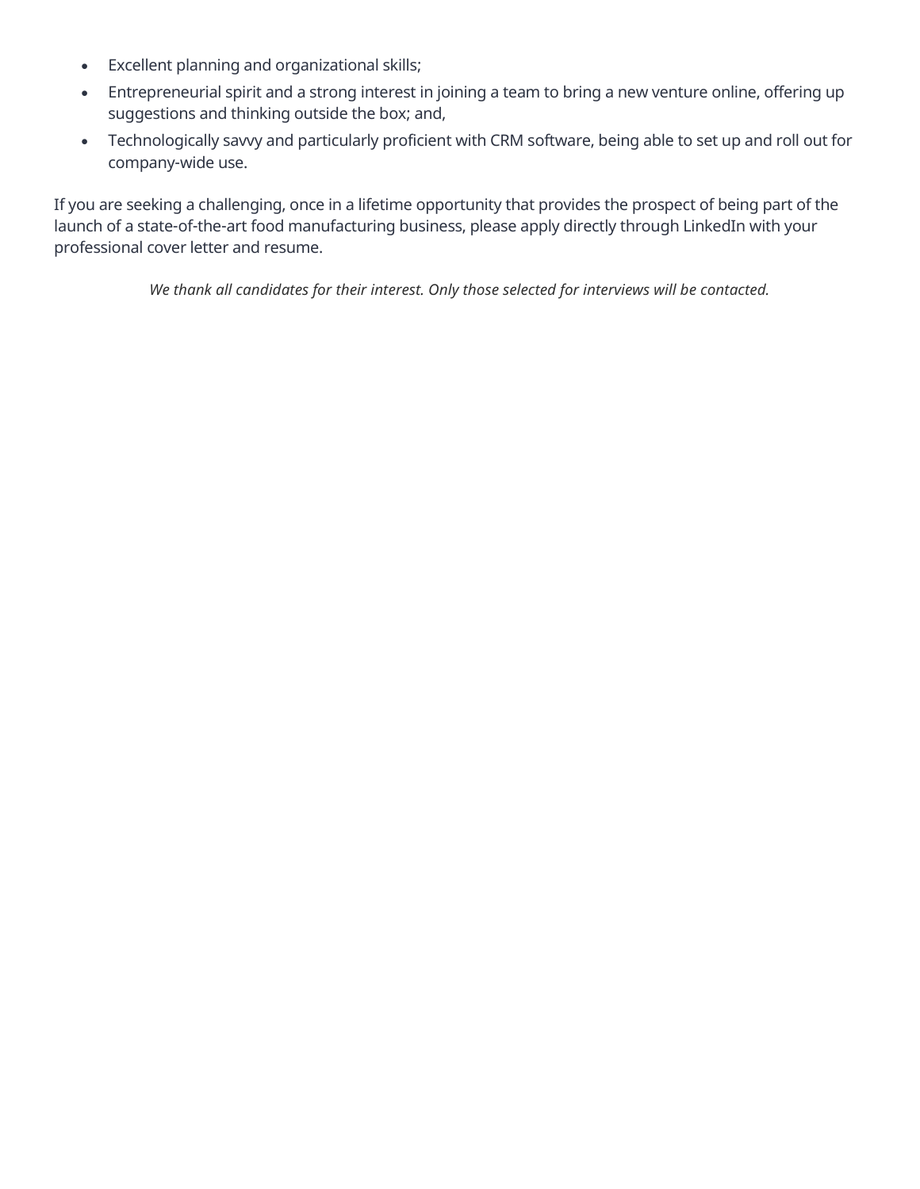- Excellent planning and organizational skills;
- Entrepreneurial spirit and a strong interest in joining a team to bring a new venture online, offering up suggestions and thinking outside the box; and,
- Technologically savvy and particularly proficient with CRM software, being able to set up and roll out for company-wide use.

If you are seeking a challenging, once in a lifetime opportunity that provides the prospect of being part of the launch of a state-of-the-art food manufacturing business, please apply directly through LinkedIn with your professional cover letter and resume.

*We thank all candidates for their interest. Only those selected for interviews will be contacted.*